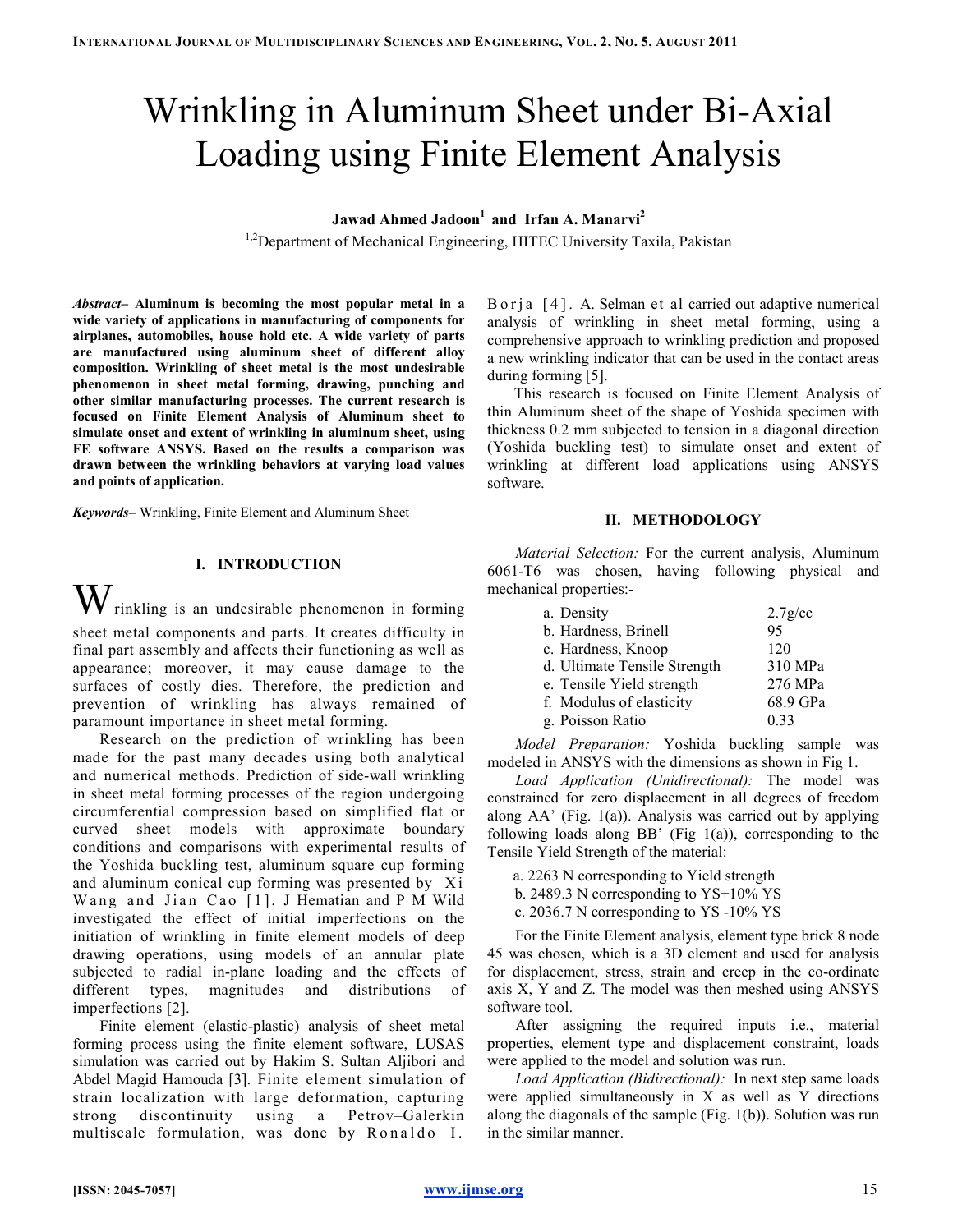# Wrinkling in Aluminum Sheet under Bi-Axial Loading using Finite Element Analysis

**Jawad Ahmed Jadoon[1] and Irfan A. Manarvi[2]**

[1,2]Department of Mechanical Engineering, HITEC University Taxila, Pakistan

***Abstract*– Aluminum is becoming the most popular metal in a wide variety of applications in manufacturing of components for airplanes, automobiles, house hold etc. A wide variety of parts are manufactured using aluminum sheet of different alloy composition. Wrinkling of sheet metal is the most undesirable phenomenon in sheet metal forming, drawing, punching and other similar manufacturing processes. The current research is focused on Finite Element Analysis of Aluminum sheet to simulate onset and extent of wrinkling in aluminum sheet, using FE software ANSYS. Based on the results a comparison was drawn between the wrinkling behaviors at varying load values and points of application.**

***Keywords*–** Wrinkling, Finite Element and Aluminum Sheet

## I. INTRODUCTION

Wrinkling is an undesirable phenomenon in forming sheet metal components and parts. It creates difficulty in final part assembly and affects their functioning as well as appearance; moreover, it may cause damage to the surfaces of costly dies. Therefore, the prediction and prevention of wrinkling has always remained of paramount importance in sheet metal forming.

Research on the prediction of wrinkling has been made for the past many decades using both analytical and numerical methods. Prediction of side-wall wrinkling in sheet metal forming processes of the region undergoing circumferential compression based on simplified flat or curved sheet models with approximate boundary conditions and comparisons with experimental results of the Yoshida buckling test, aluminum square cup forming and aluminum conical cup forming was presented by Xi Wang and Jian Cao [1]. J Hematian and P M Wild investigated the effect of initial imperfections on the initiation of wrinkling in finite element models of deep drawing operations, using models of an annular plate subjected to radial in-plane loading and the effects of different types, magnitudes and distributions of imperfections [2].

Finite element (elastic-plastic) analysis of sheet metal forming process using the finite element software, LUSAS simulation was carried out by Hakim S. Sultan Aljibori and Abdel Magid Hamouda [3]. Finite element simulation of strain localization with large deformation, capturing strong discontinuity using a Petrov–Galerkin multiscale formulation, was done by Ronaldo I. Borja [4]. A. Selman et al carried out adaptive numerical analysis of wrinkling in sheet metal forming, using a comprehensive approach to wrinkling prediction and proposed a new wrinkling indicator that can be used in the contact areas during forming [5].

This research is focused on Finite Element Analysis of thin Aluminum sheet of the shape of Yoshida specimen with thickness 0.2 mm subjected to tension in a diagonal direction (Yoshida buckling test) to simulate onset and extent of wrinkling at different load applications using ANSYS software.

## II. METHODOLOGY

*Material Selection:* For the current analysis, Aluminum 6061-T6 was chosen, having following physical and mechanical properties:-

| | |
|---|---|
| a. Density | 2.7g/cc |
| b. Hardness, Brinell | 95 |
| c. Hardness, Knoop | 120 |
| d. Ultimate Tensile Strength | 310 MPa |
| e. Tensile Yield strength | 276 MPa |
| f. Modulus of elasticity | 68.9 GPa |
| g. Poisson Ratio | 0.33 |

*Model Preparation:* Yoshida buckling sample was modeled in ANSYS with the dimensions as shown in Fig 1.

*Load Application (Unidirectional):* The model was constrained for zero displacement in all degrees of freedom along AA' (Fig. 1(a)). Analysis was carried out by applying following loads along BB' (Fig 1(a)), corresponding to the Tensile Yield Strength of the material:

a. 2263 N corresponding to Yield strength
b. 2489.3 N corresponding to YS+10% YS
c. 2036.7 N corresponding to YS -10% YS

For the Finite Element analysis, element type brick 8 node 45 was chosen, which is a 3D element and used for analysis for displacement, stress, strain and creep in the co-ordinate axis X, Y and Z. The model was then meshed using ANSYS software tool.

After assigning the required inputs i.e., material properties, element type and displacement constraint, loads were applied to the model and solution was run.

*Load Application (Bidirectional):* In next step same loads were applied simultaneously in X as well as Y directions along the diagonals of the sample (Fig. 1(b)). Solution was run in the similar manner.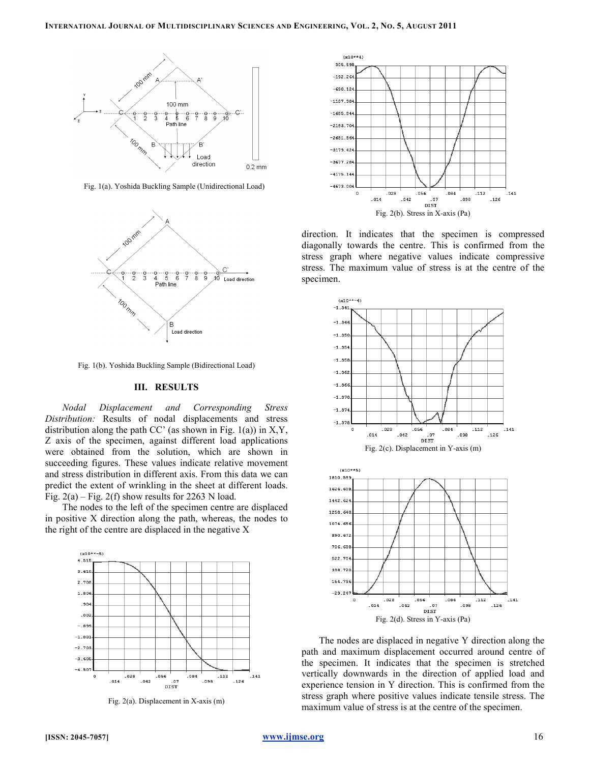Fig. 1(a). Yoshida Buckling Sample (Unidirectional Load)

Fig. 1(b). Yoshida Buckling Sample (Bidirectional Load)

## III. RESULTS

*Nodal Displacement and Corresponding Stress Distribution:* Results of nodal displacements and stress distribution along the path CC' (as shown in Fig. 1(a)) in X,Y, Z axis of the specimen, against different load applications were obtained from the solution, which are shown in succeeding figures. These values indicate relative movement and stress distribution in different axis. From this data we can predict the extent of wrinkling in the sheet at different loads. Fig. 2(a) – Fig. 2(f) show results for 2263 N load.

The nodes to the left of the specimen centre are displaced in positive X direction along the path, whereas, the nodes to the right of the centre are displaced in the negative X direction. It indicates that the specimen is compressed diagonally towards the centre. This is confirmed from the stress graph where negative values indicate compressive stress. The maximum value of stress is at the centre of the specimen.

Fig. 2(a). Displacement in X-axis (m)

Fig. 2(b). Stress in X-axis (Pa)

Fig. 2(c). Displacement in Y-axis (m)

Fig. 2(d). Stress in Y-axis (Pa)

The nodes are displaced in negative Y direction along the path and maximum displacement occurred around centre of the specimen. It indicates that the specimen is stretched vertically downwards in the direction of applied load and experience tension in Y direction. This is confirmed from the stress graph where positive values indicate tensile stress. The maximum value of stress is at the centre of the specimen.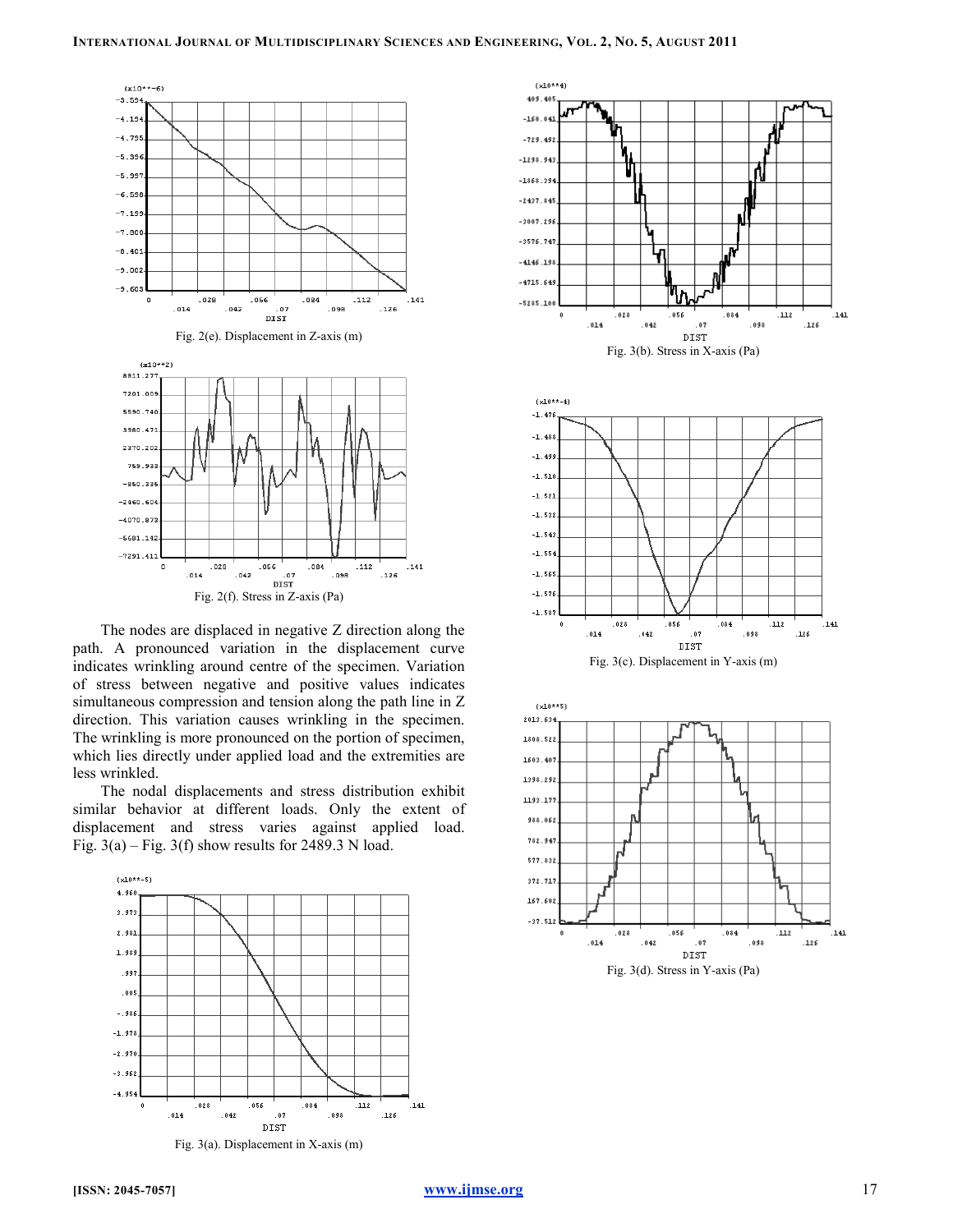Fig. 2(e). Displacement in Z-axis (m)

Fig. 2(f). Stress in Z-axis (Pa)

The nodes are displaced in negative Z direction along the path. A pronounced variation in the displacement curve indicates wrinkling around centre of the specimen. Variation of stress between negative and positive values indicates simultaneous compression and tension along the path line in Z direction. This variation causes wrinkling in the specimen. The wrinkling is more pronounced on the portion of specimen, which lies directly under applied load and the extremities are less wrinkled.

The nodal displacements and stress distribution exhibit similar behavior at different loads. Only the extent of displacement and stress varies against applied load. Fig. 3(a) – Fig. 3(f) show results for 2489.3 N load.

Fig. 3(a). Displacement in X-axis (m)

Fig. 3(b). Stress in X-axis (Pa)

Fig. 3(c). Displacement in Y-axis (m)

Fig. 3(d). Stress in Y-axis (Pa)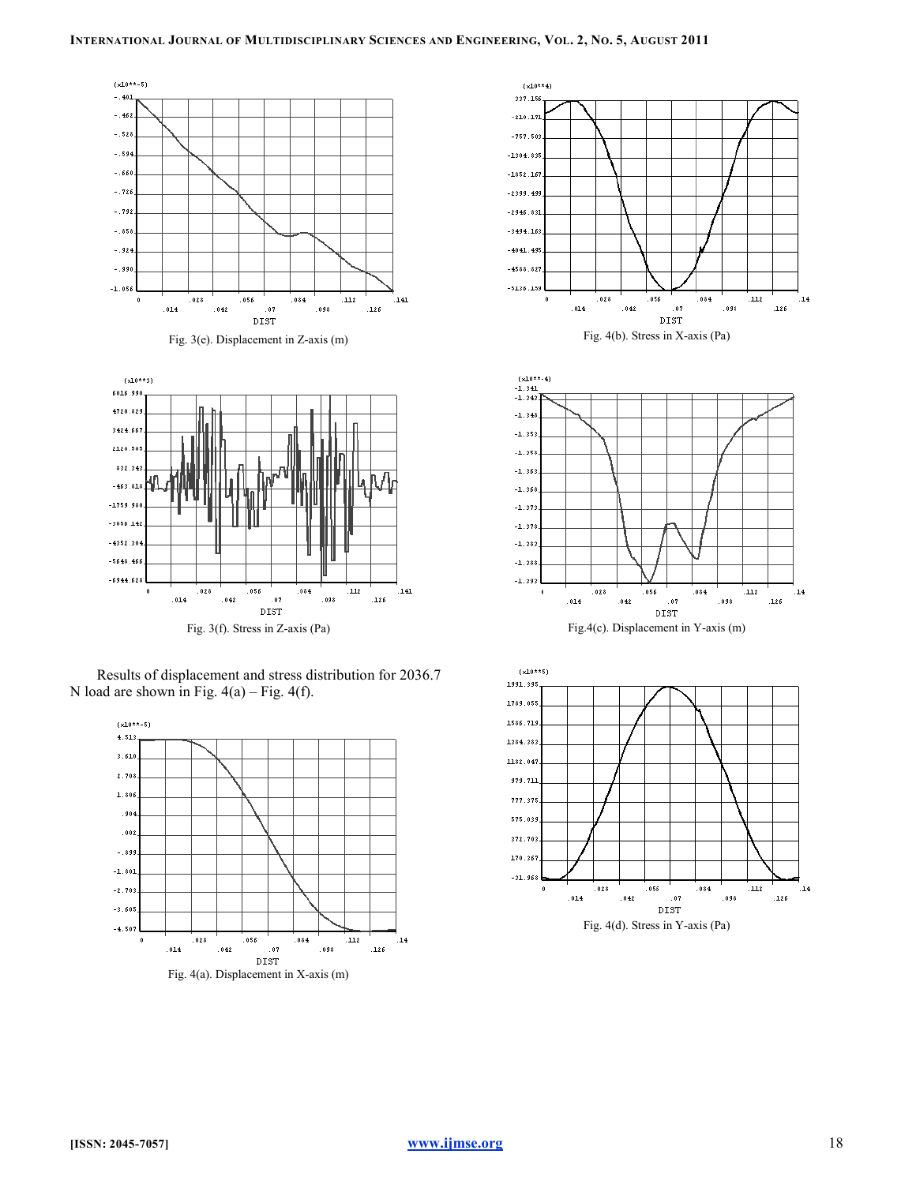Fig. 3(e). Displacement in Z-axis (m)

Fig. 4(b). Stress in X-axis (Pa)

Fig. 3(f). Stress in Z-axis (Pa)

Fig.4(c). Displacement in Y-axis (m)

Results of displacement and stress distribution for 2036.7 N load are shown in Fig. 4(a) – Fig. 4(f).

Fig. 4(a). Displacement in X-axis (m)

Fig. 4(d). Stress in Y-axis (Pa)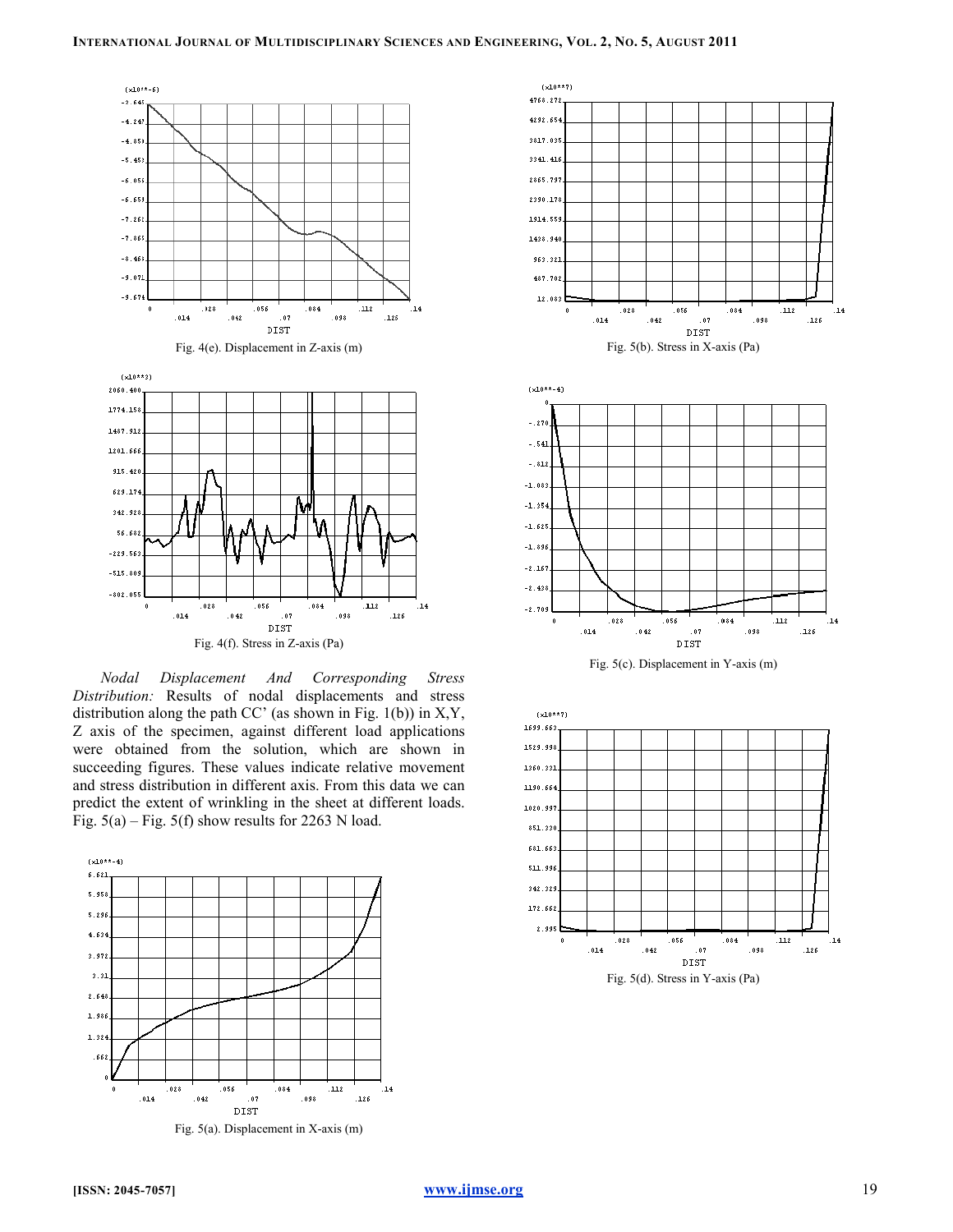Fig. 4(e). Displacement in Z-axis (m)

Fig. 4(f). Stress in Z-axis (Pa)

*Nodal Displacement And Corresponding Stress Distribution:* Results of nodal displacements and stress distribution along the path CC' (as shown in Fig. 1(b)) in X,Y, Z axis of the specimen, against different load applications were obtained from the solution, which are shown in succeeding figures. These values indicate relative movement and stress distribution in different axis. From this data we can predict the extent of wrinkling in the sheet at different loads. Fig. 5(a) – Fig. 5(f) show results for 2263 N load.

Fig. 5(a). Displacement in X-axis (m)

Fig. 5(b). Stress in X-axis (Pa)

Fig. 5(c). Displacement in Y-axis (m)

Fig. 5(d). Stress in Y-axis (Pa)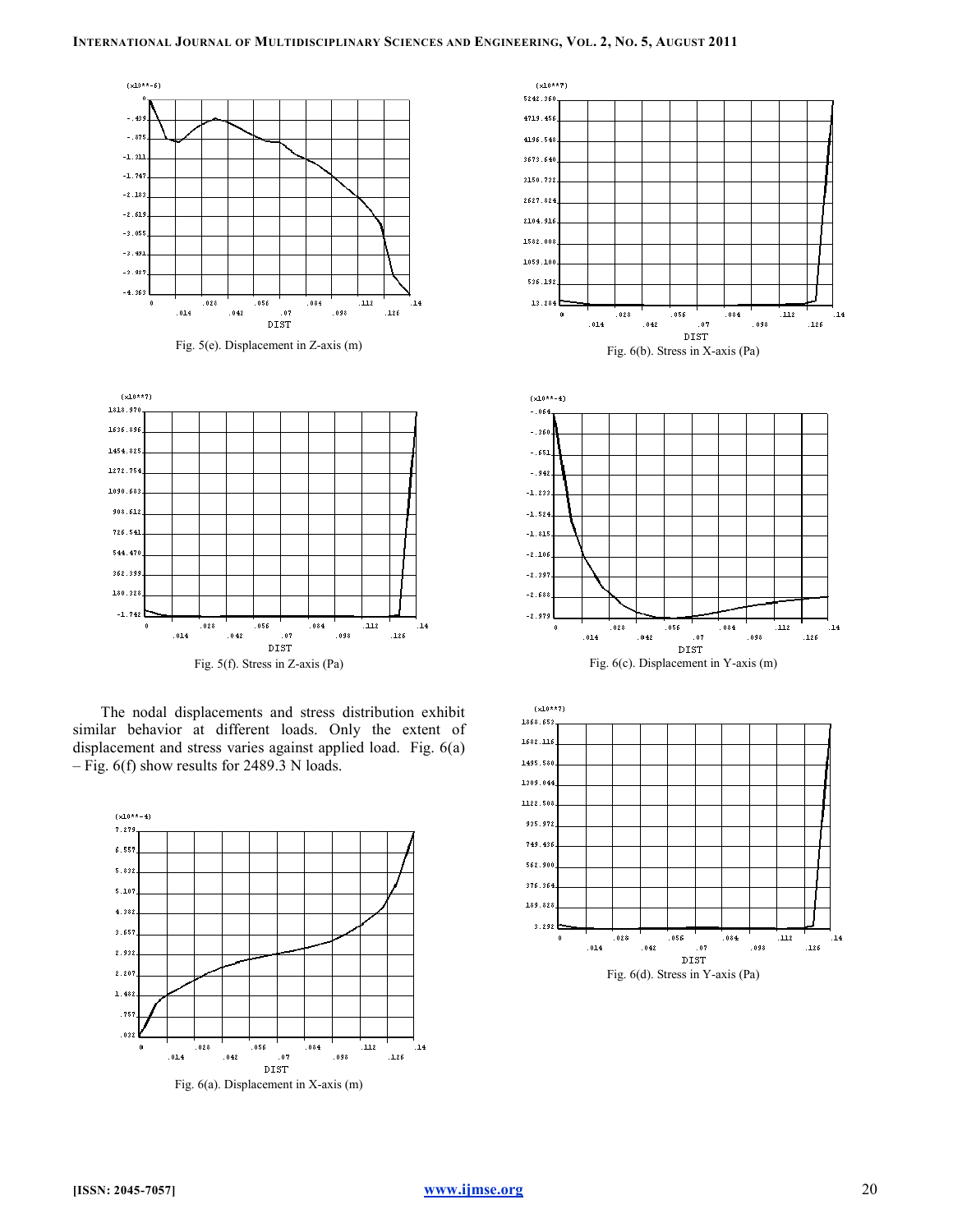Fig. 5(e). Displacement in Z-axis (m)

Fig. 5(f). Stress in Z-axis (Pa)

The nodal displacements and stress distribution exhibit similar behavior at different loads. Only the extent of displacement and stress varies against applied load. Fig. 6(a) – Fig. 6(f) show results for 2489.3 N loads.

Fig. 6(a). Displacement in X-axis (m)

Fig. 6(b). Stress in X-axis (Pa)

Fig. 6(c). Displacement in Y-axis (m)

Fig. 6(d). Stress in Y-axis (Pa)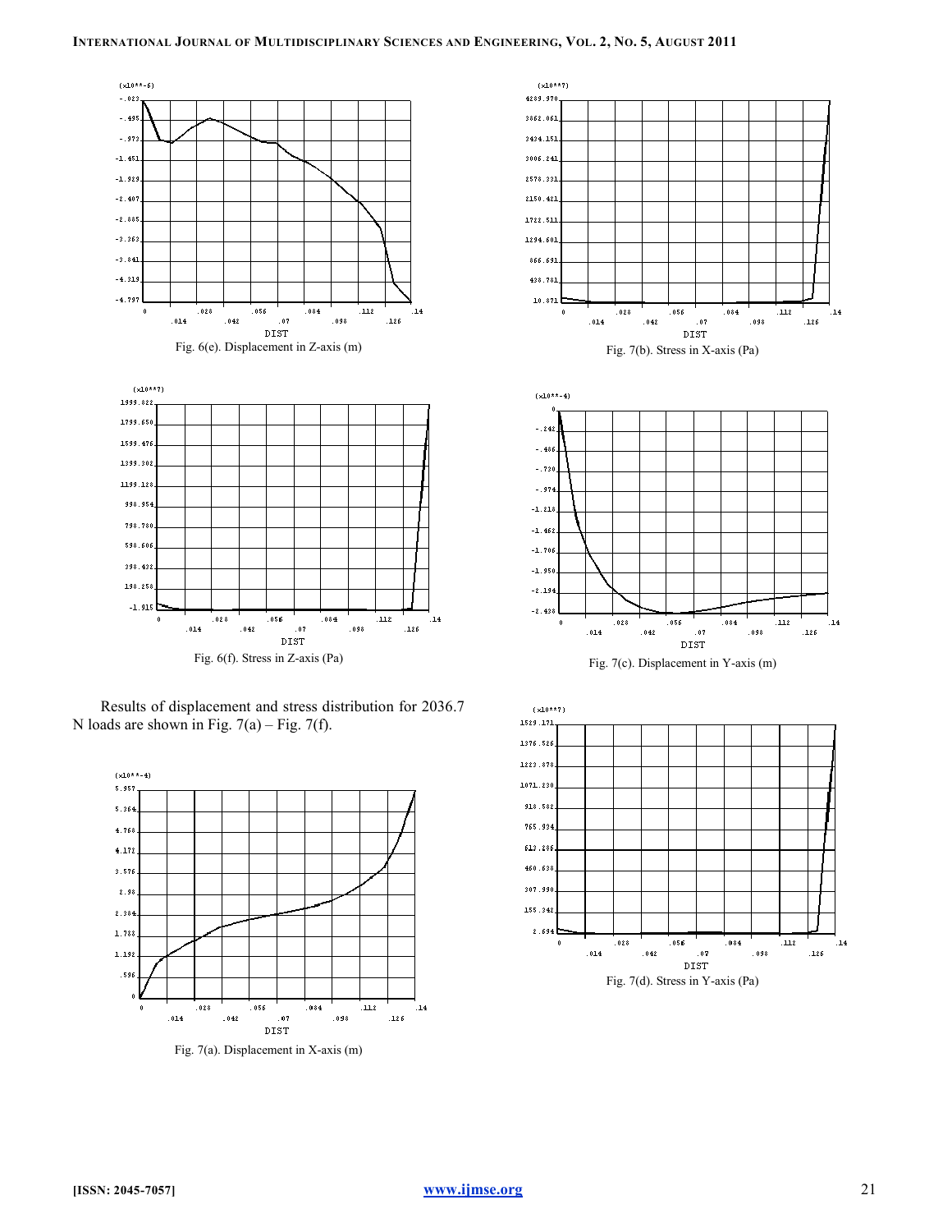Fig. 6(e). Displacement in Z-axis (m)

Fig. 7(b). Stress in X-axis (Pa)

Fig. 6(f). Stress in Z-axis (Pa)

Fig. 7(c). Displacement in Y-axis (m)

Results of displacement and stress distribution for 2036.7 N loads are shown in Fig. 7(a) – Fig. 7(f).

Fig. 7(d). Stress in Y-axis (Pa)

Fig. 7(a). Displacement in X-axis (m)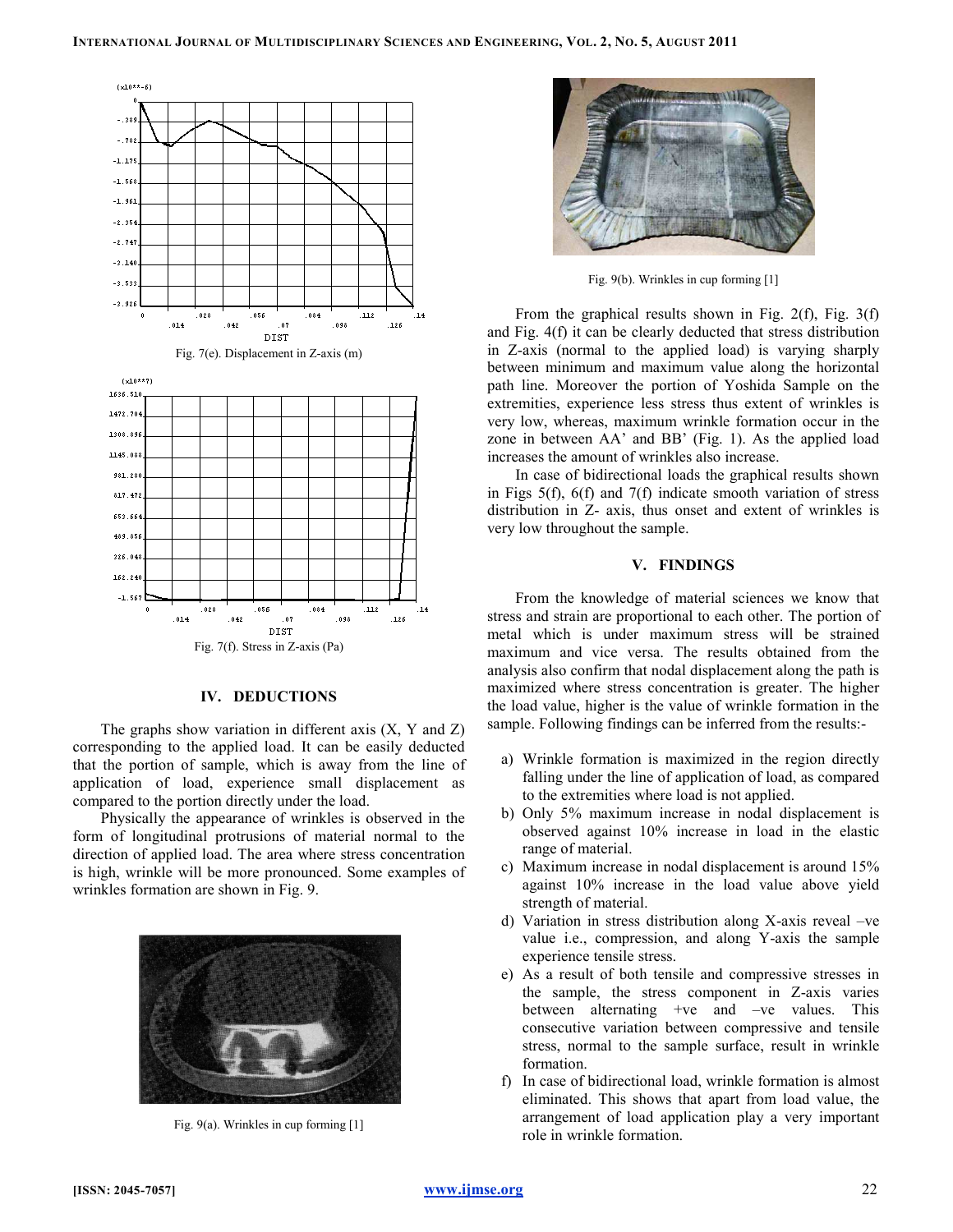Fig. 7(e). Displacement in Z-axis (m)

Fig. 7(f). Stress in Z-axis (Pa)

## IV. DEDUCTIONS

The graphs show variation in different axis (X, Y and Z) corresponding to the applied load. It can be easily deducted that the portion of sample, which is away from the line of application of load, experience small displacement as compared to the portion directly under the load.

Physically the appearance of wrinkles is observed in the form of longitudinal protrusions of material normal to the direction of applied load. The area where stress concentration is high, wrinkle will be more pronounced. Some examples of wrinkles formation are shown in Fig. 9.

Fig. 9(a). Wrinkles in cup forming [1]

Fig. 9(b). Wrinkles in cup forming [1]

From the graphical results shown in Fig. 2(f), Fig. 3(f) and Fig. 4(f) it can be clearly deducted that stress distribution in Z-axis (normal to the applied load) is varying sharply between minimum and maximum value along the horizontal path line. Moreover the portion of Yoshida Sample on the extremities, experience less stress thus extent of wrinkles is very low, whereas, maximum wrinkle formation occur in the zone in between AA' and BB' (Fig. 1). As the applied load increases the amount of wrinkles also increase.

In case of bidirectional loads the graphical results shown in Figs 5(f), 6(f) and 7(f) indicate smooth variation of stress distribution in Z- axis, thus onset and extent of wrinkles is very low throughout the sample.

## V. FINDINGS

From the knowledge of material sciences we know that stress and strain are proportional to each other. The portion of metal which is under maximum stress will be strained maximum and vice versa. The results obtained from the analysis also confirm that nodal displacement along the path is maximized where stress concentration is greater. The higher the load value, higher is the value of wrinkle formation in the sample. Following findings can be inferred from the results:-

a) Wrinkle formation is maximized in the region directly falling under the line of application of load, as compared to the extremities where load is not applied.
b) Only 5% maximum increase in nodal displacement is observed against 10% increase in load in the elastic range of material.
c) Maximum increase in nodal displacement is around 15% against 10% increase in the load value above yield strength of material.
d) Variation in stress distribution along X-axis reveal –ve value i.e., compression, and along Y-axis the sample experience tensile stress.
e) As a result of both tensile and compressive stresses in the sample, the stress component in Z-axis varies between alternating +ve and –ve values. This consecutive variation between compressive and tensile stress, normal to the sample surface, result in wrinkle formation.
f) In case of bidirectional load, wrinkle formation is almost eliminated. This shows that apart from load value, the arrangement of load application play a very important role in wrinkle formation.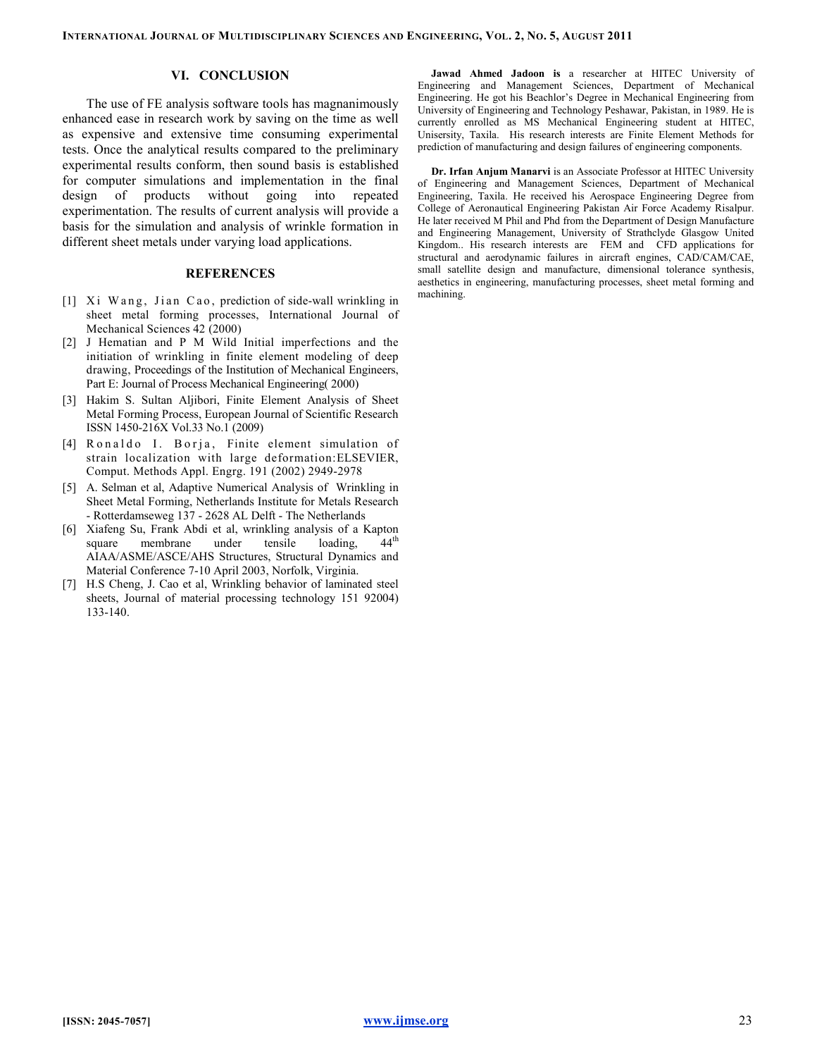## VI. CONCLUSION

The use of FE analysis software tools has magnanimously enhanced ease in research work by saving on the time as well as expensive and extensive time consuming experimental tests. Once the analytical results compared to the preliminary experimental results conform, then sound basis is established for computer simulations and implementation in the final design of products without going into repeated experimentation. The results of current analysis will provide a basis for the simulation and analysis of wrinkle formation in different sheet metals under varying load applications.

## REFERENCES

[1] Xi Wang, Jian Cao, prediction of side-wall wrinkling in sheet metal forming processes, International Journal of Mechanical Sciences 42 (2000)

[2] J Hematian and P M Wild Initial imperfections and the initiation of wrinkling in finite element modeling of deep drawing, Proceedings of the Institution of Mechanical Engineers, Part E: Journal of Process Mechanical Engineering( 2000)

[3] Hakim S. Sultan Aljibori, Finite Element Analysis of Sheet Metal Forming Process, European Journal of Scientific Research ISSN 1450-216X Vol.33 No.1 (2009)

[4] Ronaldo I. Borja, Finite element simulation of strain localization with large deformation:ELSEVIER, Comput. Methods Appl. Engrg. 191 (2002) 2949-2978

[5] A. Selman et al, Adaptive Numerical Analysis of Wrinkling in Sheet Metal Forming, Netherlands Institute for Metals Research - Rotterdamseweg 137 - 2628 AL Delft - The Netherlands

[6] Xiafeng Su, Frank Abdi et al, wrinkling analysis of a Kapton square membrane under tensile loading, 44th AIAA/ASME/ASCE/AHS Structures, Structural Dynamics and Material Conference 7-10 April 2003, Norfolk, Virginia.

[7] H.S Cheng, J. Cao et al, Wrinkling behavior of laminated steel sheets, Journal of material processing technology 151 92004) 133-140.

**Jawad Ahmed Jadoon is** a researcher at HITEC University of Engineering and Management Sciences, Department of Mechanical Engineering. He got his Beachlor's Degree in Mechanical Engineering from University of Engineering and Technology Peshawar, Pakistan, in 1989. He is currently enrolled as MS Mechanical Engineering student at HITEC, Unisersity, Taxila. His research interests are Finite Element Methods for prediction of manufacturing and design failures of engineering components.

**Dr. Irfan Anjum Manarvi** is an Associate Professor at HITEC University of Engineering and Management Sciences, Department of Mechanical Engineering, Taxila. He received his Aerospace Engineering Degree from College of Aeronautical Engineering Pakistan Air Force Academy Risalpur. He later received M Phil and Phd from the Department of Design Manufacture and Engineering Management, University of Strathclyde Glasgow United Kingdom.. His research interests are FEM and CFD applications for structural and aerodynamic failures in aircraft engines, CAD/CAM/CAE, small satellite design and manufacture, dimensional tolerance synthesis, aesthetics in engineering, manufacturing processes, sheet metal forming and machining.